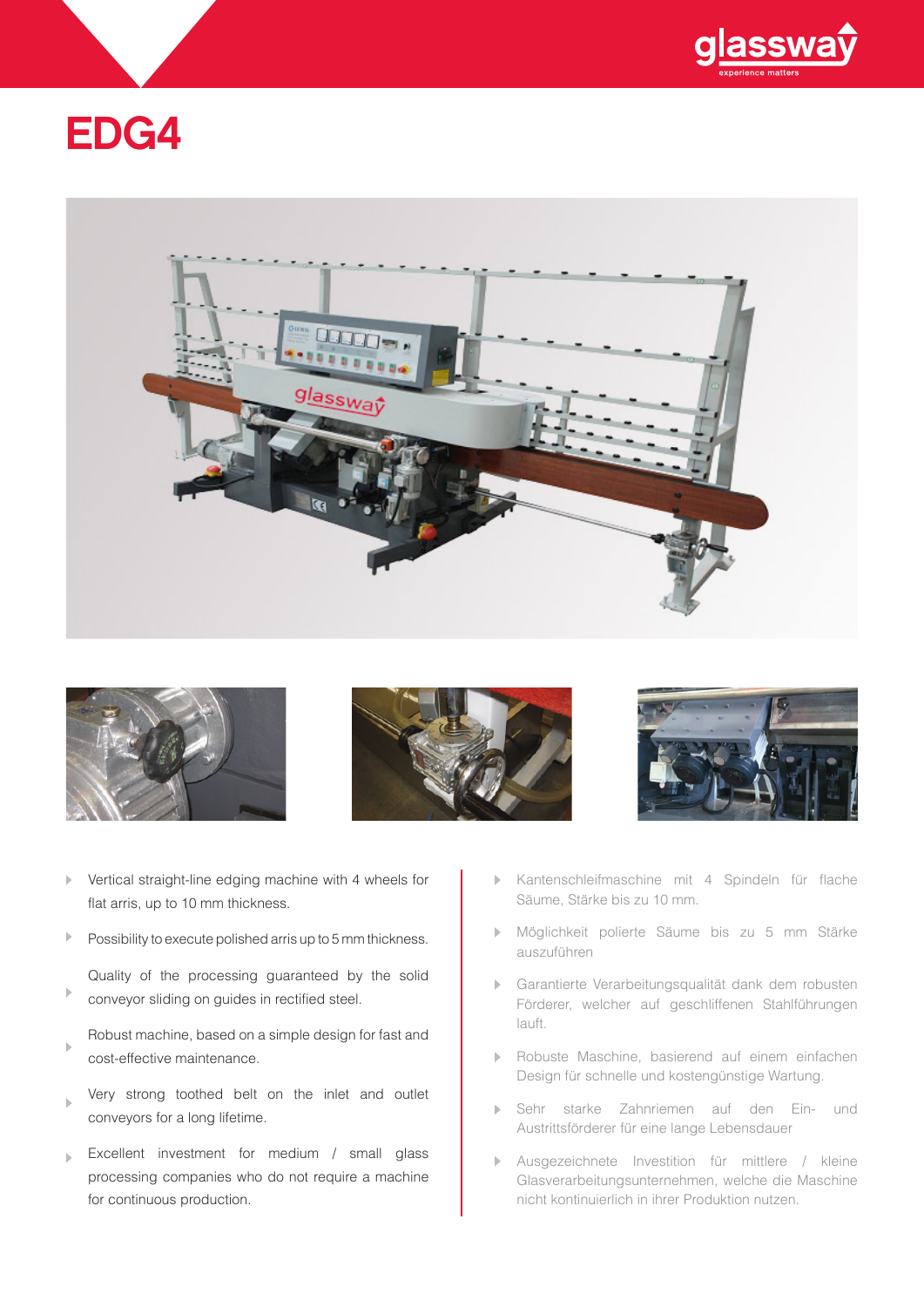# EDG4

- Vertical straight-line edging machine with 4 wheels for flat arris, up to 10 mm thickness.
- Possibility to execute polished arris up to 5 mm thickness.
- Quality of the processing guaranteed by the solid conveyor sliding on guides in rectified steel.
- Robust machine, based on a simple design for fast and cost-effective maintenance.
- Very strong toothed belt on the inlet and outlet conveyors for a long lifetime.
- Excellent investment for medium / small glass processing companies who do not require a machine for continuous production.

- Kantenschleifmaschine mit 4 Spindeln für flache Säume, Stärke bis zu 10 mm.
- Möglichkeit polierte Säume bis zu 5 mm Stärke auszuführen
- Garantierte Verarbeitungsqualität dank dem robusten Förderer, welcher auf geschliffenen Stahlführungen lauft.
- Robuste Maschine, basierend auf einem einfachen Design für schnelle und kostengünstige Wartung.
- Sehr starke Zahnriemen auf den Ein- und Austrittsförderer für eine lange Lebensdauer
- Ausgezeichnete Investition für mittlere / kleine Glasverarbeitungsunternehmen, welche die Maschine nicht kontinuierlich in ihrer Produktion nutzen.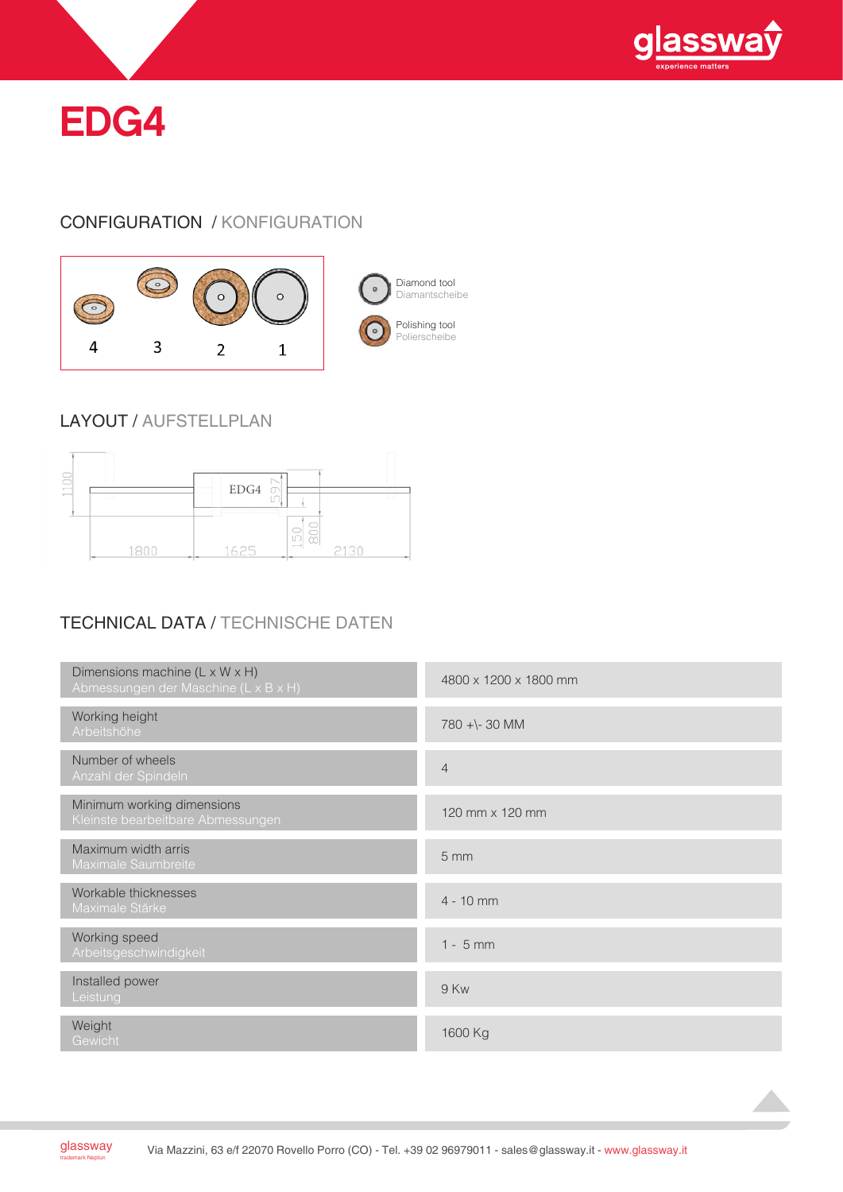# EDG4

## CONFIGURATION / KONFIGURATION

4 3 2 1

Diamond tool
Diamantscheibe

Polishing tool
Polierscheibe

## LAYOUT / AUFSTELLPLAN

1100
EDG4
597
150
800
1800
1625
2130

## TECHNICAL DATA / TECHNISCHE DATEN

| | |
|---|---|
| Dimensions machine (L x W x H)<br>Abmessungen der Maschine (L x B x H) | 4800 x 1200 x 1800 mm |
| Working height<br>Arbeitshöhe | 780 +\- 30 MM |
| Number of wheels<br>Anzahl der Spindeln | 4 |
| Minimum working dimensions<br>Kleinste bearbeitbare Abmessungen | 120 mm x 120 mm |
| Maximum width arris<br>Maximale Saumbreite | 5 mm |
| Workable thicknesses<br>Maximale Stärke | 4 - 10 mm |
| Working speed<br>Arbeitsgeschwindigkeit | 1 - 5 mm |
| Installed power<br>Leistung | 9 Kw |
| Weight<br>Gewicht | 1600 Kg |

glassway
trademark Neptun

Via Mazzini, 63 e/f 22070 Rovello Porro (CO) - Tel. +39 02 96979011 - sales@glassway.it - www.glassway.it